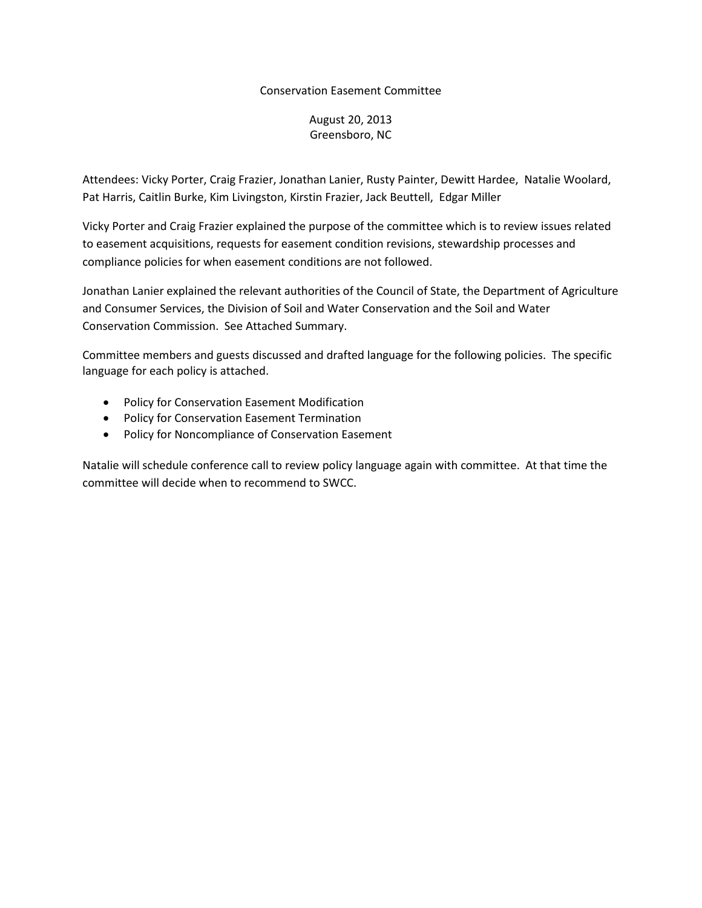# Conservation Easement Committee

August 20, 2013
Greensboro, NC

Attendees: Vicky Porter, Craig Frazier, Jonathan Lanier, Rusty Painter, Dewitt Hardee, Natalie Woolard, Pat Harris, Caitlin Burke, Kim Livingston, Kirstin Frazier, Jack Beuttell, Edgar Miller

Vicky Porter and Craig Frazier explained the purpose of the committee which is to review issues related to easement acquisitions, requests for easement condition revisions, stewardship processes and compliance policies for when easement conditions are not followed.

Jonathan Lanier explained the relevant authorities of the Council of State, the Department of Agriculture and Consumer Services, the Division of Soil and Water Conservation and the Soil and Water Conservation Commission. See Attached Summary.

Committee members and guests discussed and drafted language for the following policies. The specific language for each policy is attached.

- Policy for Conservation Easement Modification
- Policy for Conservation Easement Termination
- Policy for Noncompliance of Conservation Easement

Natalie will schedule conference call to review policy language again with committee. At that time the committee will decide when to recommend to SWCC.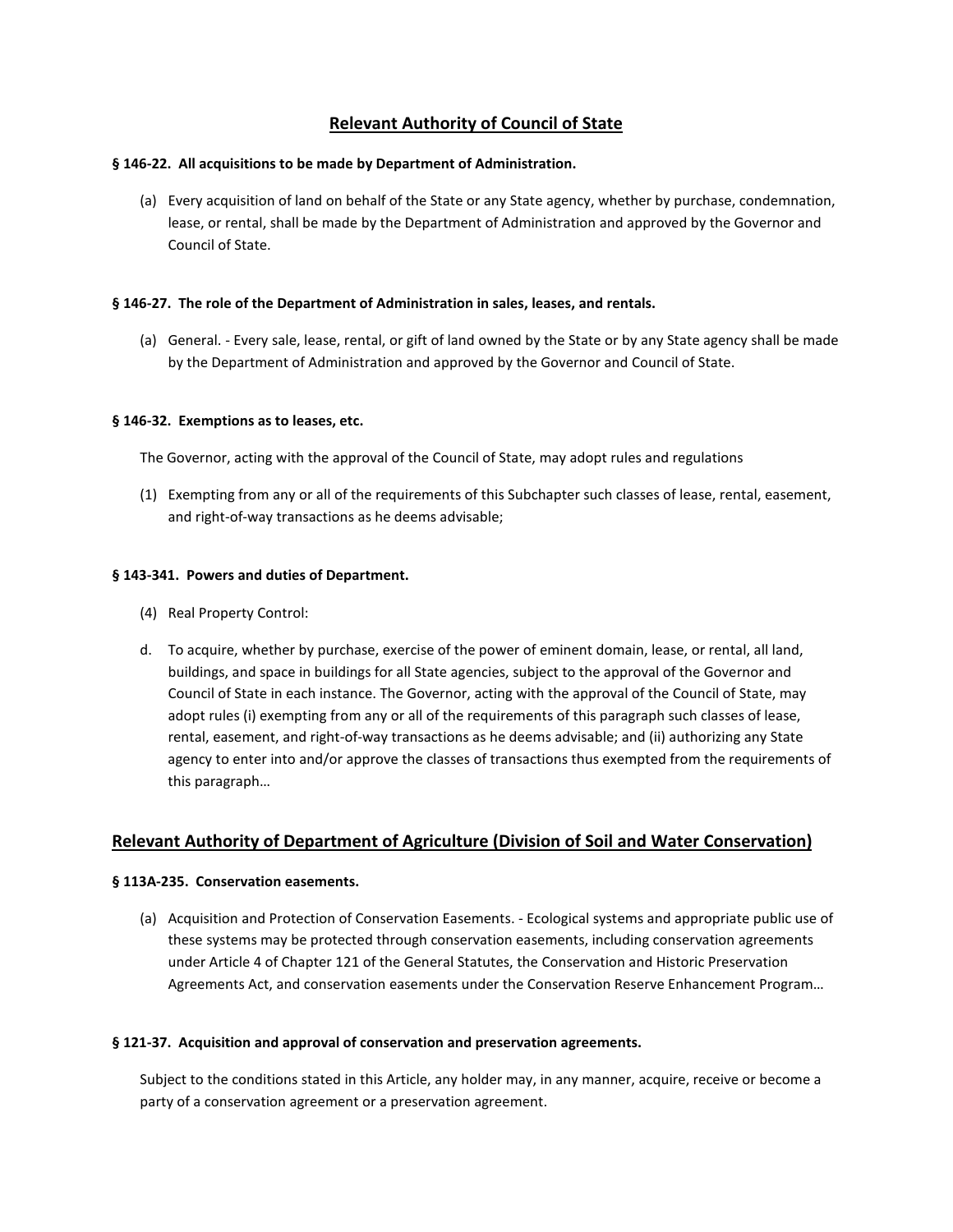## Relevant Authority of Council of State

**§ 146-22. All acquisitions to be made by Department of Administration.**

(a) Every acquisition of land on behalf of the State or any State agency, whether by purchase, condemnation, lease, or rental, shall be made by the Department of Administration and approved by the Governor and Council of State.

**§ 146-27. The role of the Department of Administration in sales, leases, and rentals.**

(a) General. - Every sale, lease, rental, or gift of land owned by the State or by any State agency shall be made by the Department of Administration and approved by the Governor and Council of State.

**§ 146-32. Exemptions as to leases, etc.**

The Governor, acting with the approval of the Council of State, may adopt rules and regulations

(1) Exempting from any or all of the requirements of this Subchapter such classes of lease, rental, easement, and right-of-way transactions as he deems advisable;

**§ 143-341. Powers and duties of Department.**

(4) Real Property Control:

d. To acquire, whether by purchase, exercise of the power of eminent domain, lease, or rental, all land, buildings, and space in buildings for all State agencies, subject to the approval of the Governor and Council of State in each instance. The Governor, acting with the approval of the Council of State, may adopt rules (i) exempting from any or all of the requirements of this paragraph such classes of lease, rental, easement, and right-of-way transactions as he deems advisable; and (ii) authorizing any State agency to enter into and/or approve the classes of transactions thus exempted from the requirements of this paragraph…

## Relevant Authority of Department of Agriculture (Division of Soil and Water Conservation)

**§ 113A-235. Conservation easements.**

(a) Acquisition and Protection of Conservation Easements. - Ecological systems and appropriate public use of these systems may be protected through conservation easements, including conservation agreements under Article 4 of Chapter 121 of the General Statutes, the Conservation and Historic Preservation Agreements Act, and conservation easements under the Conservation Reserve Enhancement Program…

**§ 121-37. Acquisition and approval of conservation and preservation agreements.**

Subject to the conditions stated in this Article, any holder may, in any manner, acquire, receive or become a party of a conservation agreement or a preservation agreement.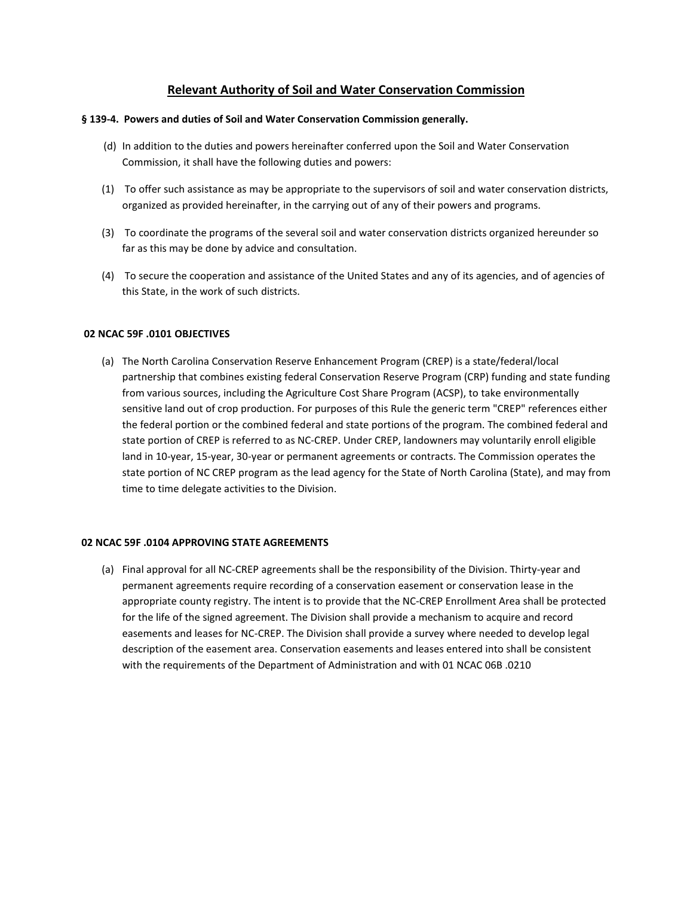## Relevant Authority of Soil and Water Conservation Commission

**§ 139-4. Powers and duties of Soil and Water Conservation Commission generally.**

(d) In addition to the duties and powers hereinafter conferred upon the Soil and Water Conservation Commission, it shall have the following duties and powers:

(1) To offer such assistance as may be appropriate to the supervisors of soil and water conservation districts, organized as provided hereinafter, in the carrying out of any of their powers and programs.

(3) To coordinate the programs of the several soil and water conservation districts organized hereunder so far as this may be done by advice and consultation.

(4) To secure the cooperation and assistance of the United States and any of its agencies, and of agencies of this State, in the work of such districts.

**02 NCAC 59F .0101 OBJECTIVES**

(a) The North Carolina Conservation Reserve Enhancement Program (CREP) is a state/federal/local partnership that combines existing federal Conservation Reserve Program (CRP) funding and state funding from various sources, including the Agriculture Cost Share Program (ACSP), to take environmentally sensitive land out of crop production. For purposes of this Rule the generic term "CREP" references either the federal portion or the combined federal and state portions of the program. The combined federal and state portion of CREP is referred to as NC-CREP. Under CREP, landowners may voluntarily enroll eligible land in 10-year, 15-year, 30-year or permanent agreements or contracts. The Commission operates the state portion of NC CREP program as the lead agency for the State of North Carolina (State), and may from time to time delegate activities to the Division.

**02 NCAC 59F .0104 APPROVING STATE AGREEMENTS**

(a) Final approval for all NC-CREP agreements shall be the responsibility of the Division. Thirty-year and permanent agreements require recording of a conservation easement or conservation lease in the appropriate county registry. The intent is to provide that the NC-CREP Enrollment Area shall be protected for the life of the signed agreement. The Division shall provide a mechanism to acquire and record easements and leases for NC-CREP. The Division shall provide a survey where needed to develop legal description of the easement area. Conservation easements and leases entered into shall be consistent with the requirements of the Department of Administration and with 01 NCAC 06B .0210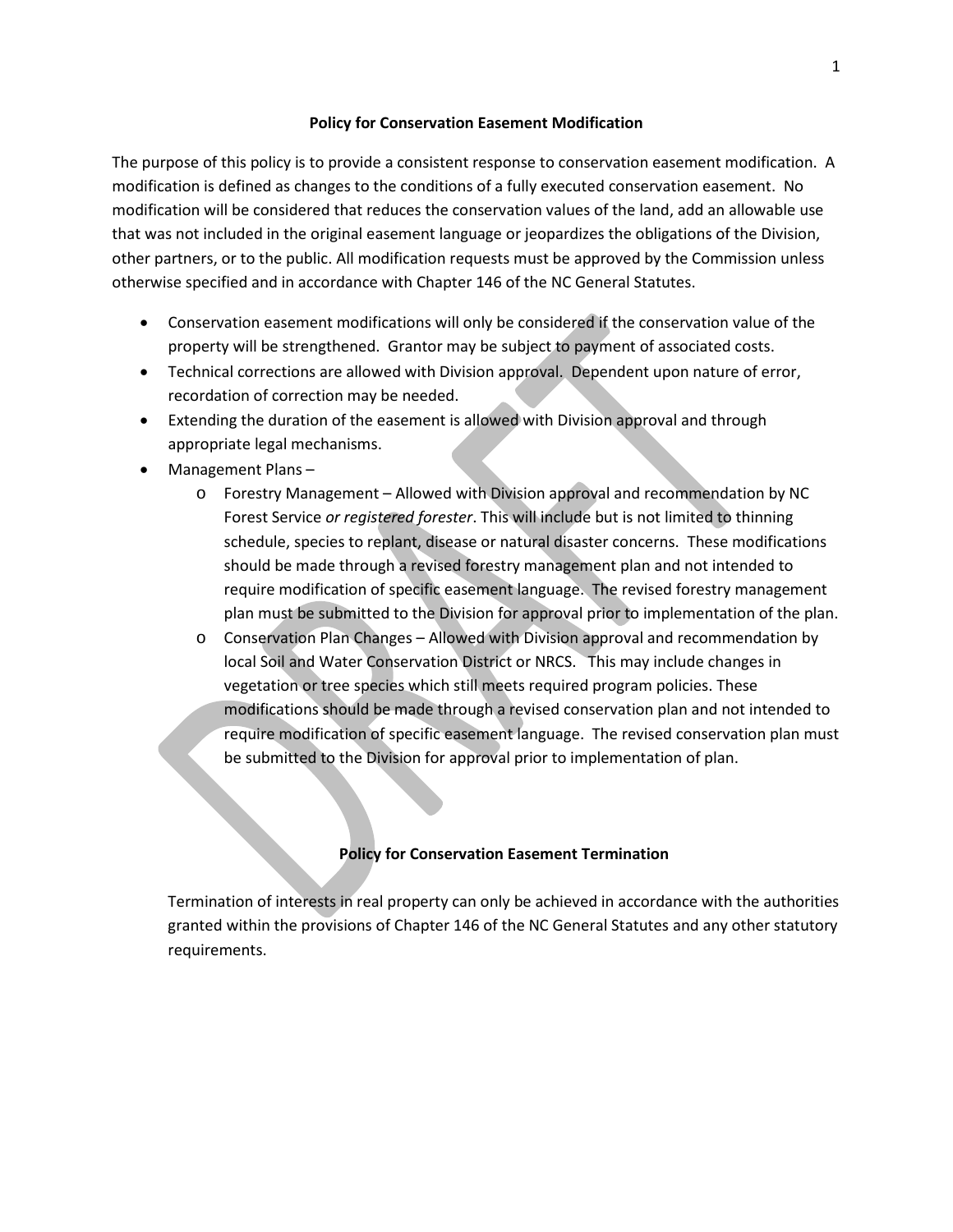## Policy for Conservation Easement Modification

The purpose of this policy is to provide a consistent response to conservation easement modification. A modification is defined as changes to the conditions of a fully executed conservation easement. No modification will be considered that reduces the conservation values of the land, add an allowable use that was not included in the original easement language or jeopardizes the obligations of the Division, other partners, or to the public. All modification requests must be approved by the Commission unless otherwise specified and in accordance with Chapter 146 of the NC General Statutes.

- Conservation easement modifications will only be considered if the conservation value of the property will be strengthened. Grantor may be subject to payment of associated costs.
- Technical corrections are allowed with Division approval. Dependent upon nature of error, recordation of correction may be needed.
- Extending the duration of the easement is allowed with Division approval and through appropriate legal mechanisms.
- Management Plans –
    - Forestry Management – Allowed with Division approval and recommendation by NC Forest Service *or registered forester*. This will include but is not limited to thinning schedule, species to replant, disease or natural disaster concerns. These modifications should be made through a revised forestry management plan and not intended to require modification of specific easement language. The revised forestry management plan must be submitted to the Division for approval prior to implementation of the plan.
    - Conservation Plan Changes – Allowed with Division approval and recommendation by local Soil and Water Conservation District or NRCS. This may include changes in vegetation or tree species which still meets required program policies. These modifications should be made through a revised conservation plan and not intended to require modification of specific easement language. The revised conservation plan must be submitted to the Division for approval prior to implementation of plan.

## Policy for Conservation Easement Termination

Termination of interests in real property can only be achieved in accordance with the authorities granted within the provisions of Chapter 146 of the NC General Statutes and any other statutory requirements.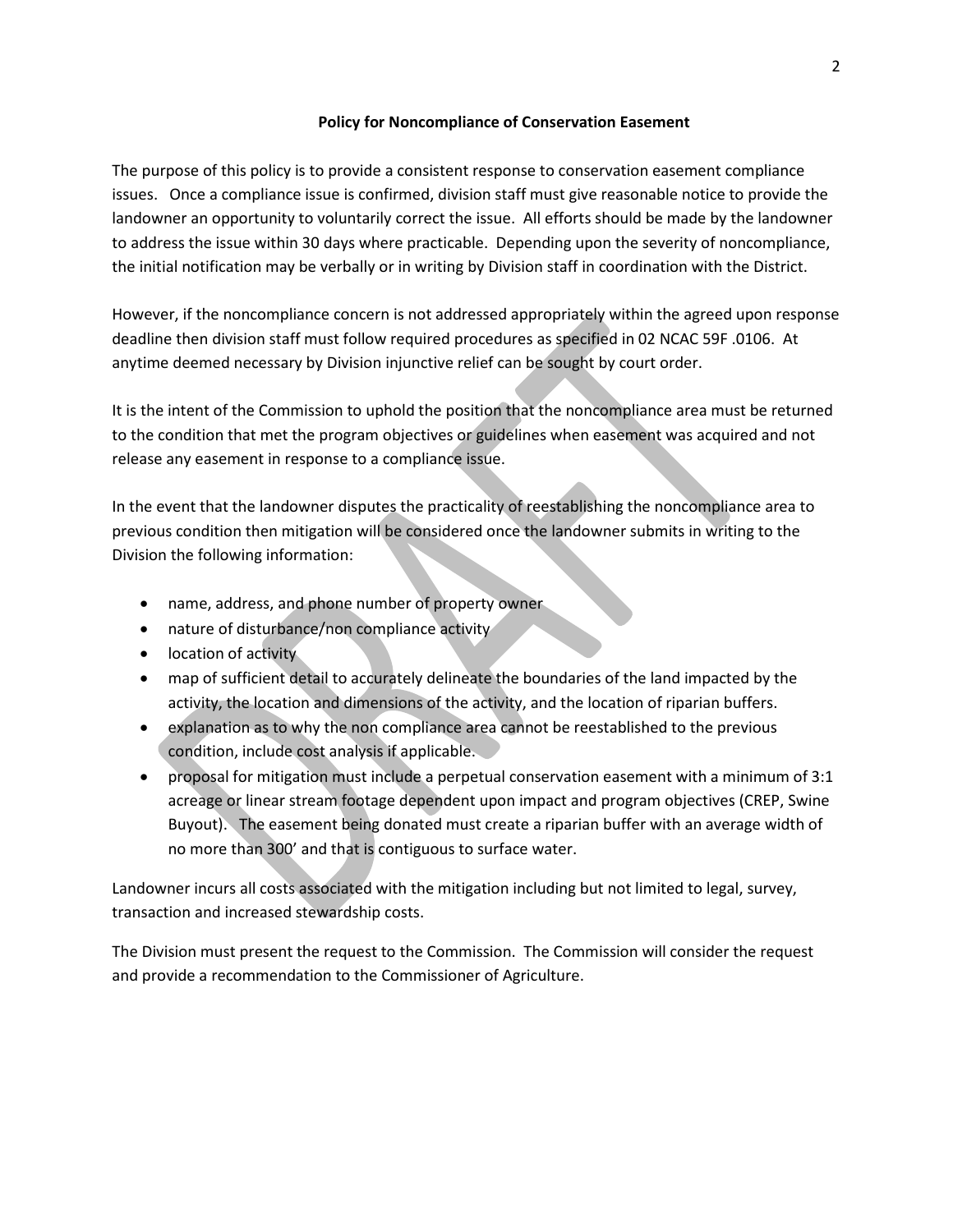**Policy for Noncompliance of Conservation Easement**

The purpose of this policy is to provide a consistent response to conservation easement compliance issues. Once a compliance issue is confirmed, division staff must give reasonable notice to provide the landowner an opportunity to voluntarily correct the issue. All efforts should be made by the landowner to address the issue within 30 days where practicable. Depending upon the severity of noncompliance, the initial notification may be verbally or in writing by Division staff in coordination with the District.

However, if the noncompliance concern is not addressed appropriately within the agreed upon response deadline then division staff must follow required procedures as specified in 02 NCAC 59F .0106. At anytime deemed necessary by Division injunctive relief can be sought by court order.

It is the intent of the Commission to uphold the position that the noncompliance area must be returned to the condition that met the program objectives or guidelines when easement was acquired and not release any easement in response to a compliance issue.

In the event that the landowner disputes the practicality of reestablishing the noncompliance area to previous condition then mitigation will be considered once the landowner submits in writing to the Division the following information:

- name, address, and phone number of property owner
- nature of disturbance/non compliance activity
- location of activity
- map of sufficient detail to accurately delineate the boundaries of the land impacted by the activity, the location and dimensions of the activity, and the location of riparian buffers.
- explanation as to why the non compliance area cannot be reestablished to the previous condition, include cost analysis if applicable.
- proposal for mitigation must include a perpetual conservation easement with a minimum of 3:1 acreage or linear stream footage dependent upon impact and program objectives (CREP, Swine Buyout). The easement being donated must create a riparian buffer with an average width of no more than 300' and that is contiguous to surface water.

Landowner incurs all costs associated with the mitigation including but not limited to legal, survey, transaction and increased stewardship costs.

The Division must present the request to the Commission. The Commission will consider the request and provide a recommendation to the Commissioner of Agriculture.